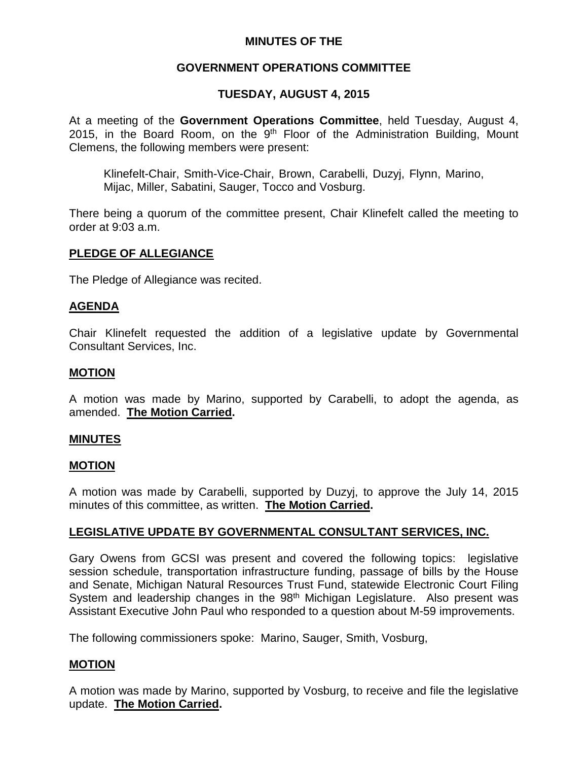# MINUTES OF THE

# GOVERNMENT OPERATIONS COMMITTEE

# TUESDAY, AUGUST 4, 2015

At a meeting of the **Government Operations Committee**, held Tuesday, August 4, 2015, in the Board Room, on the 9th Floor of the Administration Building, Mount Clemens, the following members were present:

> Klinefelt-Chair, Smith-Vice-Chair, Brown, Carabelli, Duzyj, Flynn, Marino, Mijac, Miller, Sabatini, Sauger, Tocco and Vosburg.

There being a quorum of the committee present, Chair Klinefelt called the meeting to order at 9:03 a.m.

## PLEDGE OF ALLEGIANCE

The Pledge of Allegiance was recited.

## AGENDA

Chair Klinefelt requested the addition of a legislative update by Governmental Consultant Services, Inc.

## MOTION

A motion was made by Marino, supported by Carabelli, to adopt the agenda, as amended. **The Motion Carried.**

## MINUTES

## MOTION

A motion was made by Carabelli, supported by Duzyj, to approve the July 14, 2015 minutes of this committee, as written. **The Motion Carried.**

## LEGISLATIVE UPDATE BY GOVERNMENTAL CONSULTANT SERVICES, INC.

Gary Owens from GCSI was present and covered the following topics: legislative session schedule, transportation infrastructure funding, passage of bills by the House and Senate, Michigan Natural Resources Trust Fund, statewide Electronic Court Filing System and leadership changes in the 98th Michigan Legislature. Also present was Assistant Executive John Paul who responded to a question about M-59 improvements.

The following commissioners spoke: Marino, Sauger, Smith, Vosburg,

## MOTION

A motion was made by Marino, supported by Vosburg, to receive and file the legislative update. **The Motion Carried.**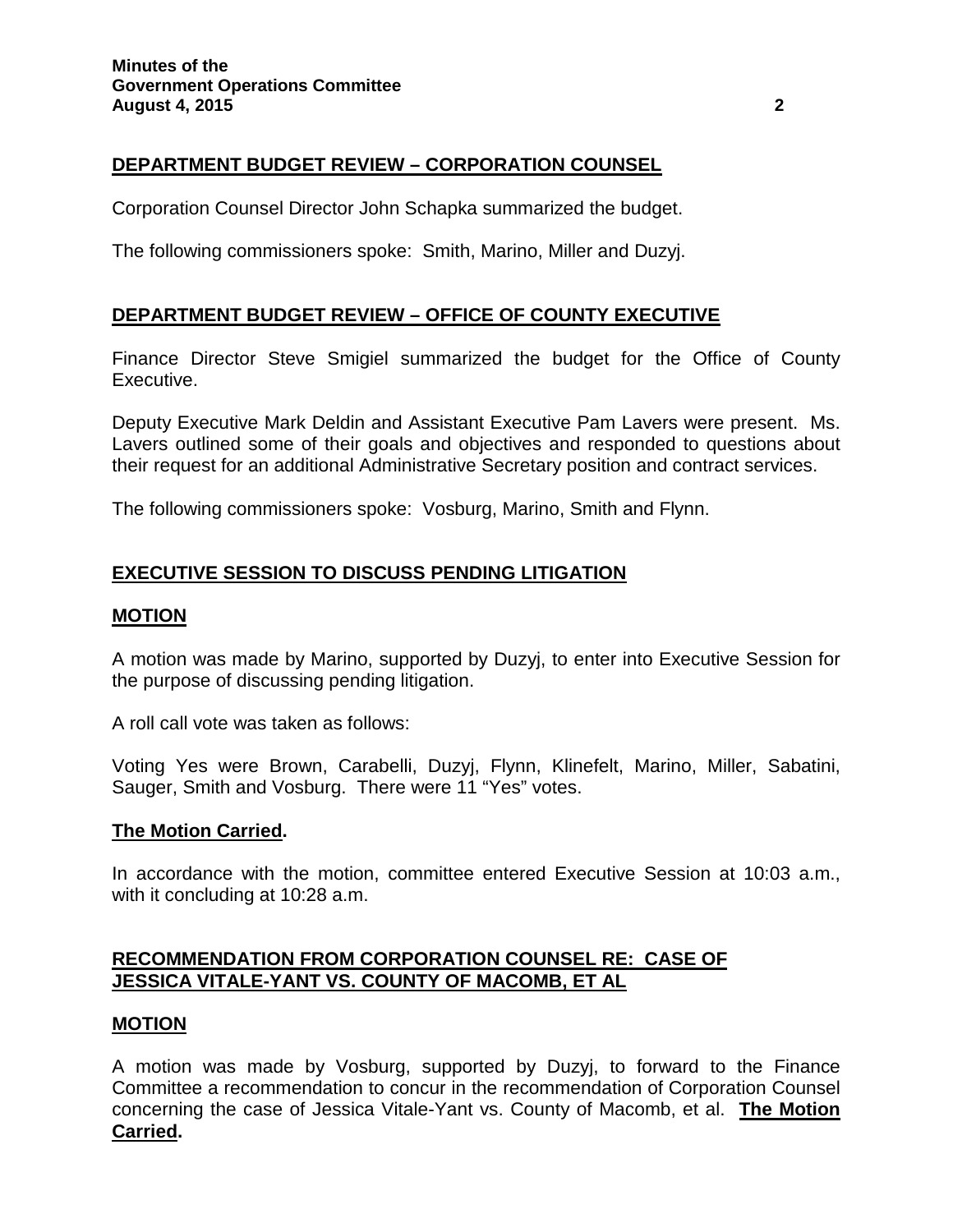## DEPARTMENT BUDGET REVIEW – CORPORATION COUNSEL

Corporation Counsel Director John Schapka summarized the budget.

The following commissioners spoke: Smith, Marino, Miller and Duzyj.

## DEPARTMENT BUDGET REVIEW – OFFICE OF COUNTY EXECUTIVE

Finance Director Steve Smigiel summarized the budget for the Office of County Executive.

Deputy Executive Mark Deldin and Assistant Executive Pam Lavers were present. Ms. Lavers outlined some of their goals and objectives and responded to questions about their request for an additional Administrative Secretary position and contract services.

The following commissioners spoke: Vosburg, Marino, Smith and Flynn.

## EXECUTIVE SESSION TO DISCUSS PENDING LITIGATION

### MOTION

A motion was made by Marino, supported by Duzyj, to enter into Executive Session for the purpose of discussing pending litigation.

A roll call vote was taken as follows:

Voting Yes were Brown, Carabelli, Duzyj, Flynn, Klinefelt, Marino, Miller, Sabatini, Sauger, Smith and Vosburg. There were 11 "Yes" votes.

**The Motion Carried.**

In accordance with the motion, committee entered Executive Session at 10:03 a.m., with it concluding at 10:28 a.m.

## RECOMMENDATION FROM CORPORATION COUNSEL RE: CASE OF JESSICA VITALE-YANT VS. COUNTY OF MACOMB, ET AL

### MOTION

A motion was made by Vosburg, supported by Duzyj, to forward to the Finance Committee a recommendation to concur in the recommendation of Corporation Counsel concerning the case of Jessica Vitale-Yant vs. County of Macomb, et al. **The Motion Carried.**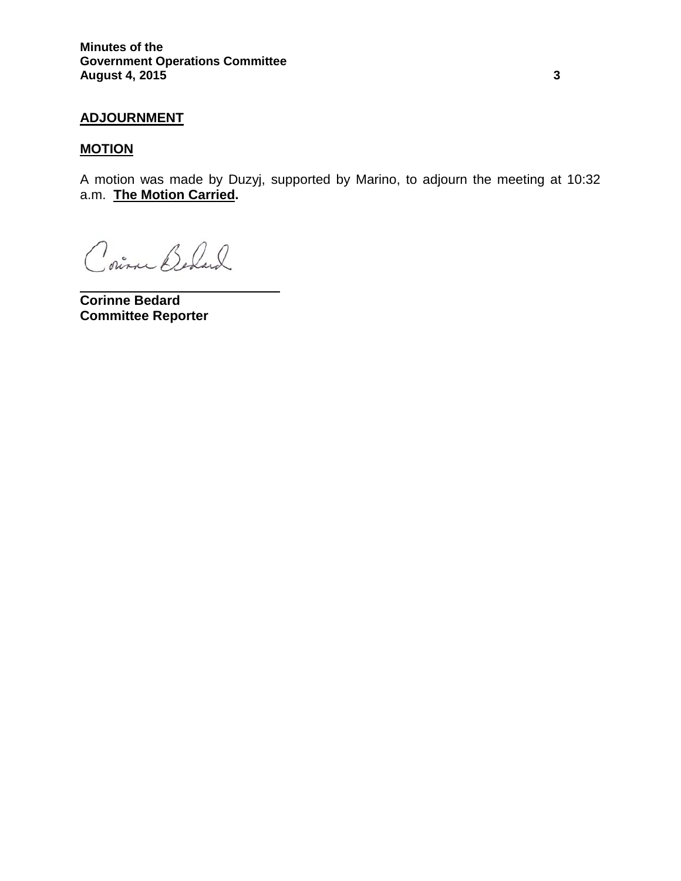## ADJOURNMENT

### MOTION

A motion was made by Duzyj, supported by Marino, to adjourn the meeting at 10:32 a.m. **The Motion Carried.**

**Corinne Bedard**
**Committee Reporter**